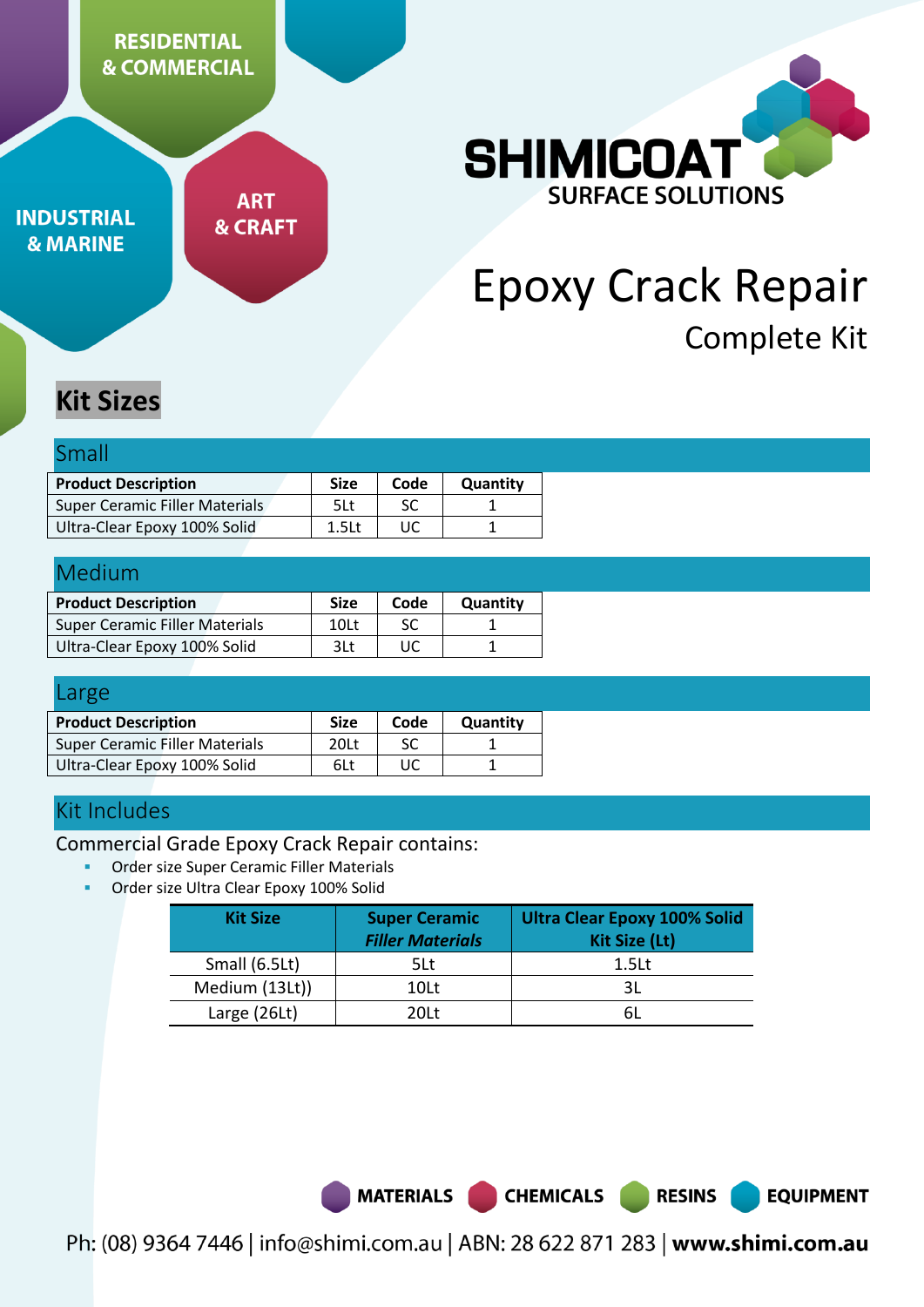RESIDENTIAL & COMMERCIAL

INDUSTRIAL & MARINE

ART & CRAFT

SHIMICOAT SURFACE SOLUTIONS

# Epoxy Crack Repair

## Complete Kit

## Kit Sizes

### Small

| Product Description | Size | Code | Quantity |
|---|---|---|---|
| Super Ceramic Filler Materials | 5Lt | SC | 1 |
| Ultra-Clear Epoxy 100% Solid | 1.5Lt | UC | 1 |

### Medium

| Product Description | Size | Code | Quantity |
|---|---|---|---|
| Super Ceramic Filler Materials | 10Lt | SC | 1 |
| Ultra-Clear Epoxy 100% Solid | 3Lt | UC | 1 |

### Large

| Product Description | Size | Code | Quantity |
|---|---|---|---|
| Super Ceramic Filler Materials | 20Lt | SC | 1 |
| Ultra-Clear Epoxy 100% Solid | 6Lt | UC | 1 |

### Kit Includes

Commercial Grade Epoxy Crack Repair contains:

- Order size Super Ceramic Filler Materials
- Order size Ultra Clear Epoxy 100% Solid

| Kit Size | Super Ceramic *Filler Materials* | Ultra Clear Epoxy 100% Solid Kit Size (Lt) |
|---|---|---|
| Small (6.5Lt) | 5Lt | 1.5Lt |
| Medium (13Lt)) | 10Lt | 3L |
| Large (26Lt) | 20Lt | 6L |

MATERIALS CHEMICALS RESINS EQUIPMENT

Ph: (08) 9364 7446 | info@shimi.com.au | ABN: 28 622 871 283 | **www.shimi.com.au**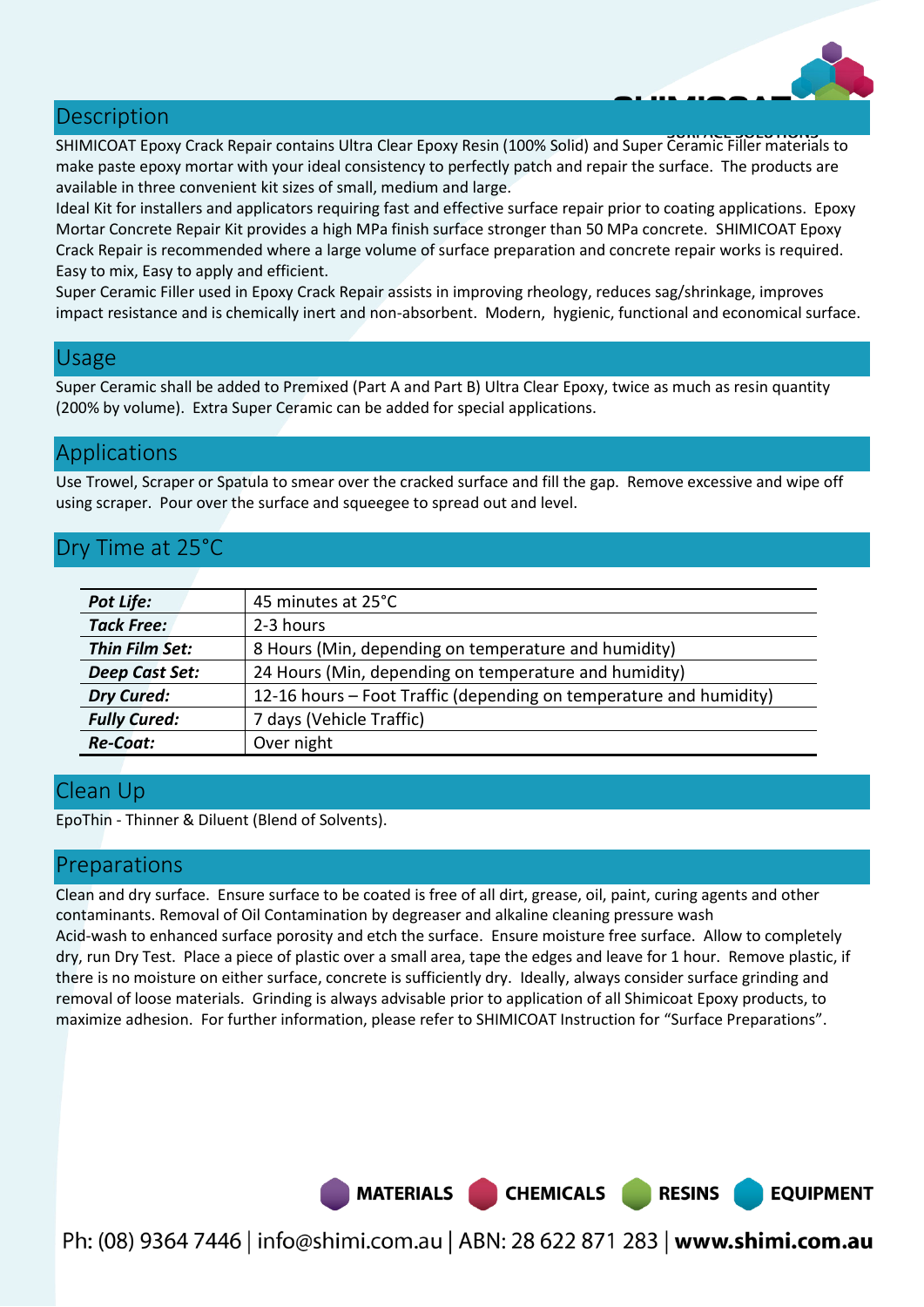## Description

SHIMICOAT Epoxy Crack Repair contains Ultra Clear Epoxy Resin (100% Solid) and Super Ceramic Filler materials to make paste epoxy mortar with your ideal consistency to perfectly patch and repair the surface. The products are available in three convenient kit sizes of small, medium and large.

Ideal Kit for installers and applicators requiring fast and effective surface repair prior to coating applications. Epoxy Mortar Concrete Repair Kit provides a high MPa finish surface stronger than 50 MPa concrete. SHIMICOAT Epoxy Crack Repair is recommended where a large volume of surface preparation and concrete repair works is required. Easy to mix, Easy to apply and efficient.

Super Ceramic Filler used in Epoxy Crack Repair assists in improving rheology, reduces sag/shrinkage, improves impact resistance and is chemically inert and non-absorbent. Modern, hygienic, functional and economical surface.

## Usage

Super Ceramic shall be added to Premixed (Part A and Part B) Ultra Clear Epoxy, twice as much as resin quantity (200% by volume). Extra Super Ceramic can be added for special applications.

## Applications

Use Trowel, Scraper or Spatula to smear over the cracked surface and fill the gap. Remove excessive and wipe off using scraper. Pour over the surface and squeegee to spread out and level.

## Dry Time at 25°C

| | |
|---|---|
| ***Pot Life:*** | 45 minutes at 25°C |
| ***Tack Free:*** | 2-3 hours |
| ***Thin Film Set:*** | 8 Hours (Min, depending on temperature and humidity) |
| ***Deep Cast Set:*** | 24 Hours (Min, depending on temperature and humidity) |
| ***Dry Cured:*** | 12-16 hours – Foot Traffic (depending on temperature and humidity) |
| ***Fully Cured:*** | 7 days (Vehicle Traffic) |
| ***Re-Coat:*** | Over night |

## Clean Up

EpoThin - Thinner & Diluent (Blend of Solvents).

## Preparations

Clean and dry surface. Ensure surface to be coated is free of all dirt, grease, oil, paint, curing agents and other contaminants. Removal of Oil Contamination by degreaser and alkaline cleaning pressure wash

Acid-wash to enhanced surface porosity and etch the surface. Ensure moisture free surface. Allow to completely dry, run Dry Test. Place a piece of plastic over a small area, tape the edges and leave for 1 hour. Remove plastic, if there is no moisture on either surface, concrete is sufficiently dry. Ideally, always consider surface grinding and removal of loose materials. Grinding is always advisable prior to application of all Shimicoat Epoxy products, to maximize adhesion. For further information, please refer to SHIMICOAT Instruction for "Surface Preparations".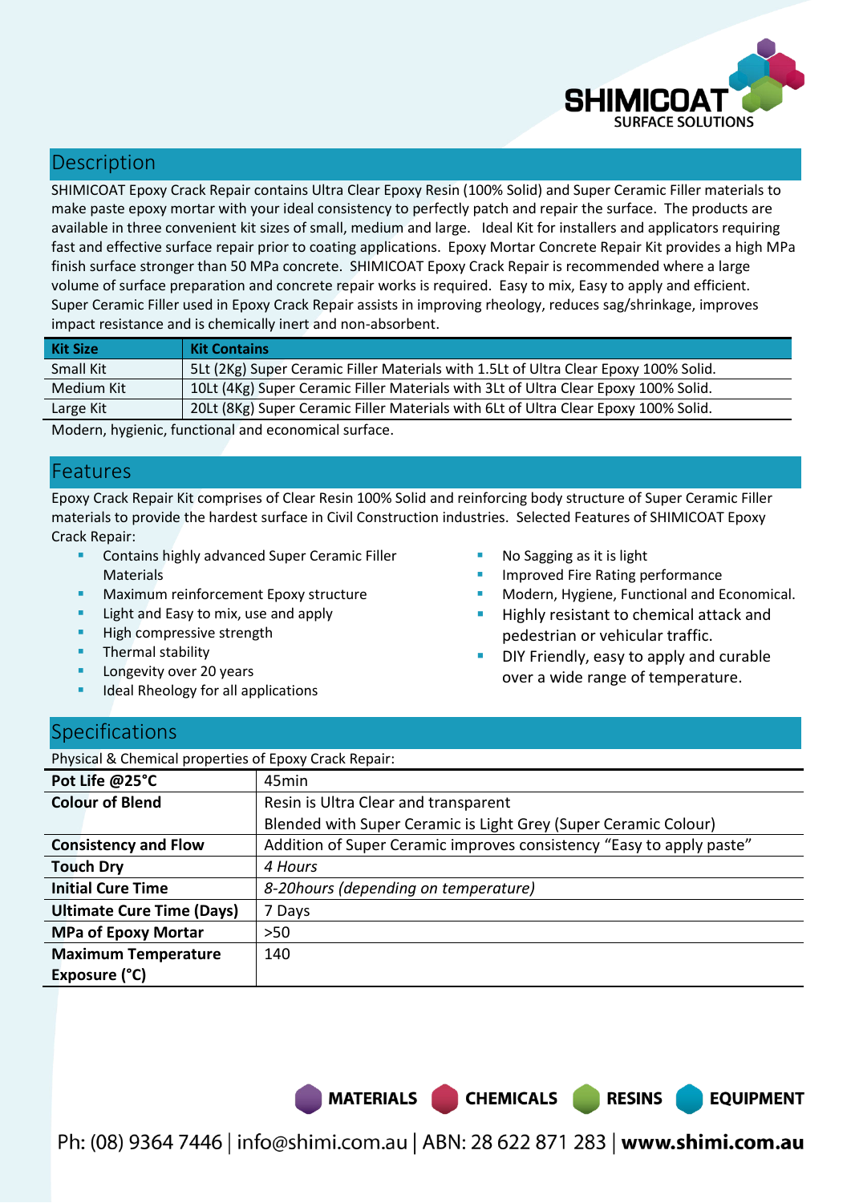## Description

SHIMICOAT Epoxy Crack Repair contains Ultra Clear Epoxy Resin (100% Solid) and Super Ceramic Filler materials to make paste epoxy mortar with your ideal consistency to perfectly patch and repair the surface. The products are available in three convenient kit sizes of small, medium and large. Ideal Kit for installers and applicators requiring fast and effective surface repair prior to coating applications. Epoxy Mortar Concrete Repair Kit provides a high MPa finish surface stronger than 50 MPa concrete. SHIMICOAT Epoxy Crack Repair is recommended where a large volume of surface preparation and concrete repair works is required. Easy to mix, Easy to apply and efficient. Super Ceramic Filler used in Epoxy Crack Repair assists in improving rheology, reduces sag/shrinkage, improves impact resistance and is chemically inert and non-absorbent.

| Kit Size | Kit Contains |
| --- | --- |
| Small Kit | 5Lt (2Kg) Super Ceramic Filler Materials with 1.5Lt of Ultra Clear Epoxy 100% Solid. |
| Medium Kit | 10Lt (4Kg) Super Ceramic Filler Materials with 3Lt of Ultra Clear Epoxy 100% Solid. |
| Large Kit | 20Lt (8Kg) Super Ceramic Filler Materials with 6Lt of Ultra Clear Epoxy 100% Solid. |

Modern, hygienic, functional and economical surface.

## Features

Epoxy Crack Repair Kit comprises of Clear Resin 100% Solid and reinforcing body structure of Super Ceramic Filler materials to provide the hardest surface in Civil Construction industries. Selected Features of SHIMICOAT Epoxy Crack Repair:

- Contains highly advanced Super Ceramic Filler Materials
- Maximum reinforcement Epoxy structure
- Light and Easy to mix, use and apply
- High compressive strength
- Thermal stability
- Longevity over 20 years
- Ideal Rheology for all applications
- No Sagging as it is light
- Improved Fire Rating performance
- Modern, Hygiene, Functional and Economical.
- Highly resistant to chemical attack and pedestrian or vehicular traffic.
- DIY Friendly, easy to apply and curable over a wide range of temperature.

## Specifications

Physical & Chemical properties of Epoxy Crack Repair:

| Property | Value |
| --- | --- |
| **Pot Life @25°C** | 45min |
| **Colour of Blend** | Resin is Ultra Clear and transparent<br>Blended with Super Ceramic is Light Grey (Super Ceramic Colour) |
| **Consistency and Flow** | Addition of Super Ceramic improves consistency “Easy to apply paste” |
| **Touch Dry** | *4 Hours* |
| **Initial Cure Time** | *8-20hours (depending on temperature)* |
| **Ultimate Cure Time (Days)** | 7 Days |
| **MPa of Epoxy Mortar** | >50 |
| **Maximum Temperature Exposure (°C)** | 140 |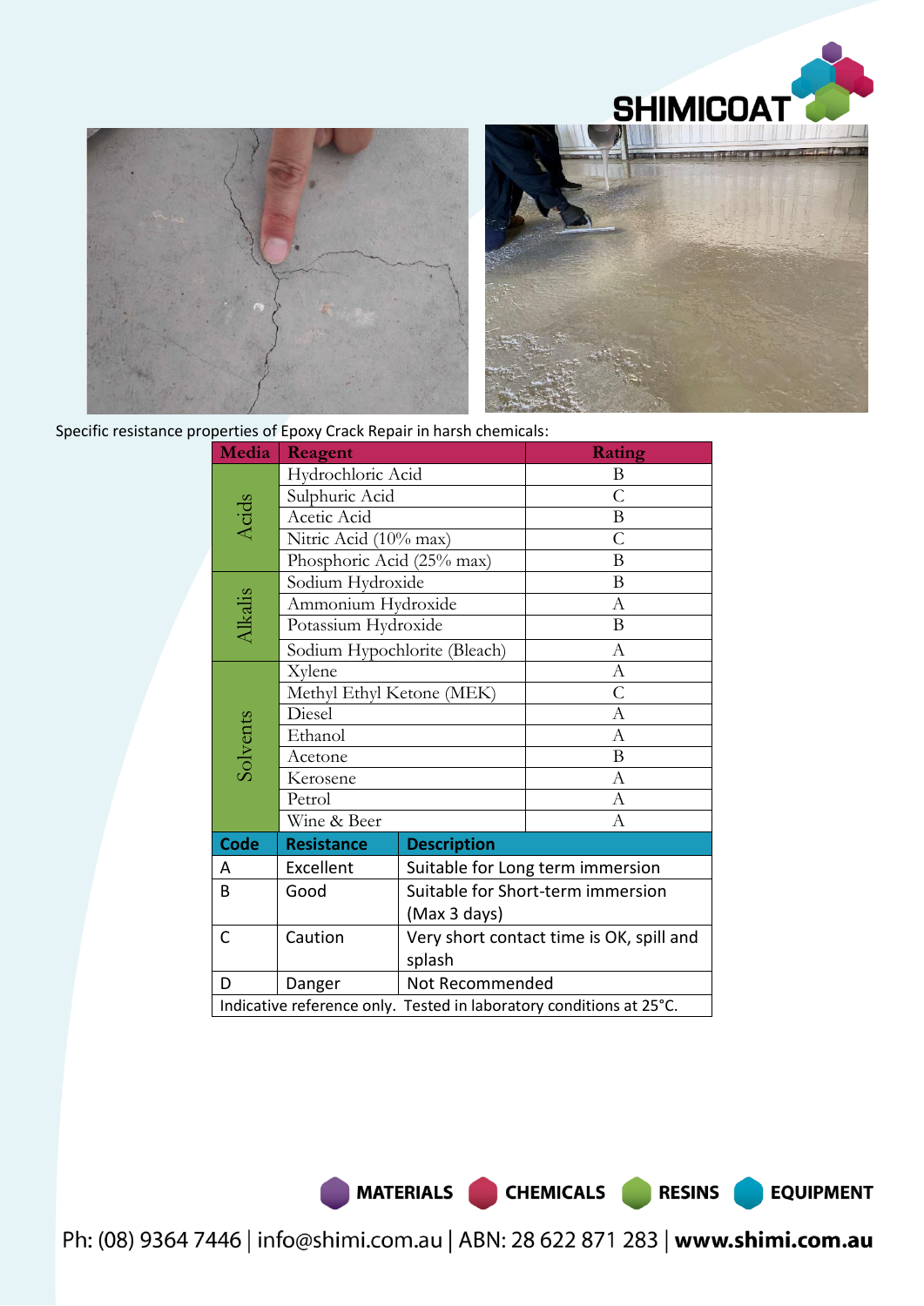Specific resistance properties of Epoxy Crack Repair in harsh chemicals:

| Media | Reagent | Rating |
|---|---|---|
| Acids | Hydrochloric Acid | B |
| | Sulphuric Acid | C |
| | Acetic Acid | B |
| | Nitric Acid (10% max) | C |
| | Phosphoric Acid (25% max) | B |
| Alkalis | Sodium Hydroxide | B |
| | Ammonium Hydroxide | A |
| | Potassium Hydroxide | B |
| | Sodium Hypochlorite (Bleach) | A |
| Solvents | Xylene | A |
| | Methyl Ethyl Ketone (MEK) | C |
| | Diesel | A |
| | Ethanol | A |
| | Acetone | B |
| | Kerosene | A |
| | Petrol | A |
| | Wine & Beer | A |

| Code | Resistance | Description |
|---|---|---|
| A | Excellent | Suitable for Long term immersion |
| B | Good | Suitable for Short-term immersion (Max 3 days) |
| C | Caution | Very short contact time is OK, spill and splash |
| D | Danger | Not Recommended |

Indicative reference only. Tested in laboratory conditions at 25°C.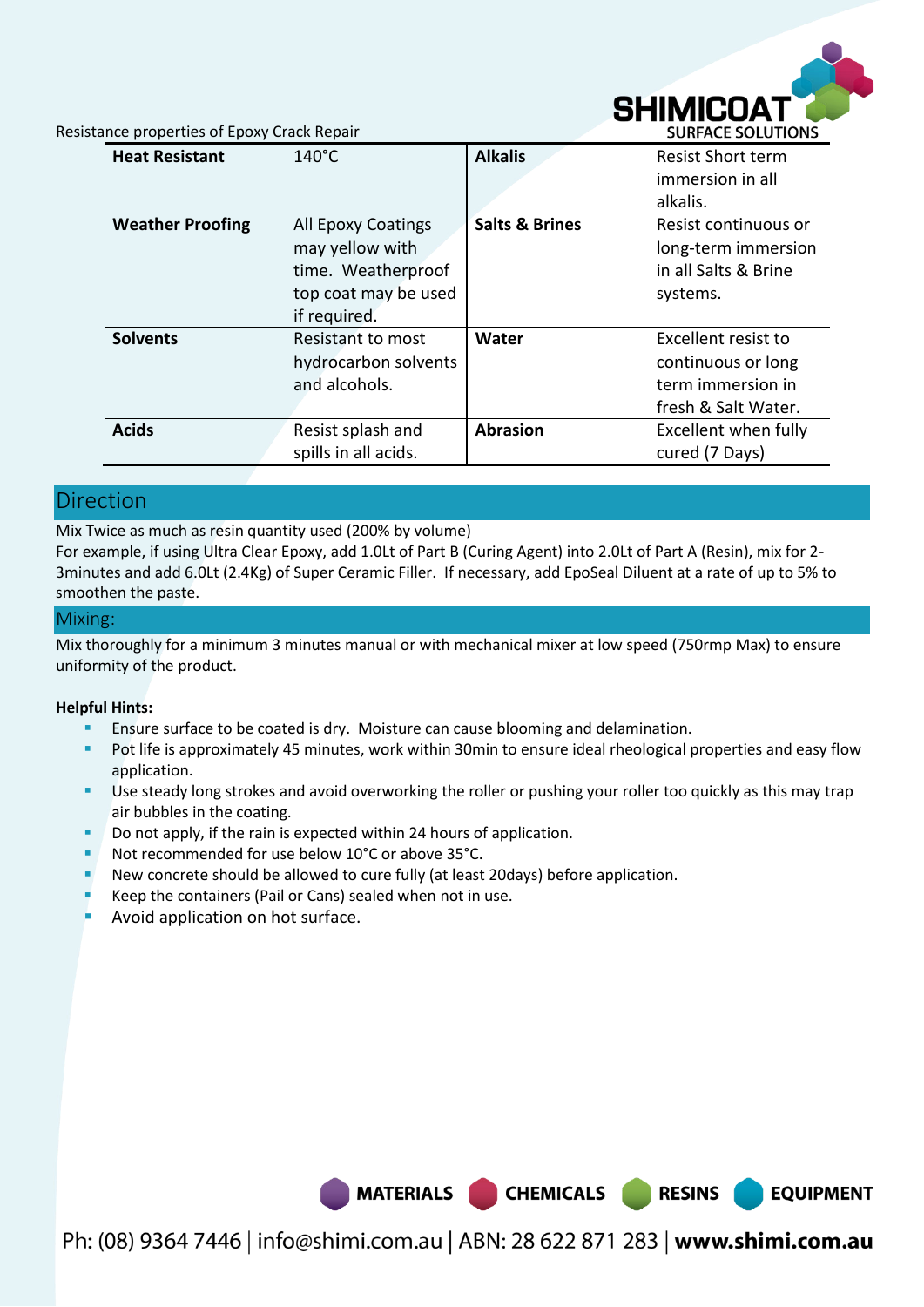Resistance properties of Epoxy Crack Repair

| | | | |
|---|---|---|---|
| **Heat Resistant** | 140°C | **Alkalis** | Resist Short term immersion in all alkalis. |
| **Weather Proofing** | All Epoxy Coatings may yellow with time. Weatherproof top coat may be used if required. | **Salts & Brines** | Resist continuous or long-term immersion in all Salts & Brine systems. |
| **Solvents** | Resistant to most hydrocarbon solvents and alcohols. | **Water** | Excellent resist to continuous or long term immersion in fresh & Salt Water. |
| **Acids** | Resist splash and spills in all acids. | **Abrasion** | Excellent when fully cured (7 Days) |

## Direction

Mix Twice as much as resin quantity used (200% by volume)
For example, if using Ultra Clear Epoxy, add 1.0Lt of Part B (Curing Agent) into 2.0Lt of Part A (Resin), mix for 2-3minutes and add 6.0Lt (2.4Kg) of Super Ceramic Filler. If necessary, add EpoSeal Diluent at a rate of up to 5% to smoothen the paste.

## Mixing:

Mix thoroughly for a minimum 3 minutes manual or with mechanical mixer at low speed (750rmp Max) to ensure uniformity of the product.

**Helpful Hints:**

- Ensure surface to be coated is dry. Moisture can cause blooming and delamination.
- Pot life is approximately 45 minutes, work within 30min to ensure ideal rheological properties and easy flow application.
- Use steady long strokes and avoid overworking the roller or pushing your roller too quickly as this may trap air bubbles in the coating.
- Do not apply, if the rain is expected within 24 hours of application.
- Not recommended for use below 10°C or above 35°C.
- New concrete should be allowed to cure fully (at least 20days) before application.
- Keep the containers (Pail or Cans) sealed when not in use.
- Avoid application on hot surface.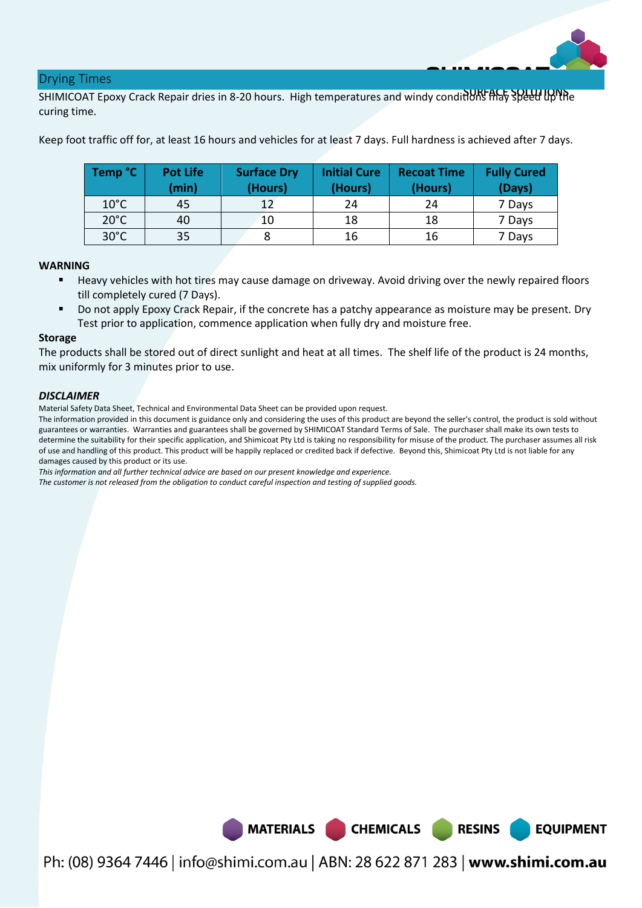## Drying Times

SHIMICOAT Epoxy Crack Repair dries in 8-20 hours. High temperatures and windy conditions may speed up the curing time.

Keep foot traffic off for, at least 16 hours and vehicles for at least 7 days. Full hardness is achieved after 7 days.

| Temp °C | Pot Life (min) | Surface Dry (Hours) | Initial Cure (Hours) | Recoat Time (Hours) | Fully Cured (Days) |
|---|---|---|---|---|---|
| 10°C | 45 | 12 | 24 | 24 | 7 Days |
| 20°C | 40 | 10 | 18 | 18 | 7 Days |
| 30°C | 35 | 8 | 16 | 16 | 7 Days |

**WARNING**

- Heavy vehicles with hot tires may cause damage on driveway. Avoid driving over the newly repaired floors till completely cured (7 Days).
- Do not apply Epoxy Crack Repair, if the concrete has a patchy appearance as moisture may be present. Dry Test prior to application, commence application when fully dry and moisture free.

**Storage**

The products shall be stored out of direct sunlight and heat at all times. The shelf life of the product is 24 months, mix uniformly for 3 minutes prior to use.

***DISCLAIMER***

Material Safety Data Sheet, Technical and Environmental Data Sheet can be provided upon request.

The information provided in this document is guidance only and considering the uses of this product are beyond the seller's control, the product is sold without guarantees or warranties. Warranties and guarantees shall be governed by SHIMICOAT Standard Terms of Sale. The purchaser shall make its own tests to determine the suitability for their specific application, and Shimicoat Pty Ltd is taking no responsibility for misuse of the product. The purchaser assumes all risk of use and handling of this product. This product will be happily replaced or credited back if defective. Beyond this, Shimicoat Pty Ltd is not liable for any damages caused by this product or its use.

*This information and all further technical advice are based on our present knowledge and experience.*

*The customer is not released from the obligation to conduct careful inspection and testing of supplied goods.*